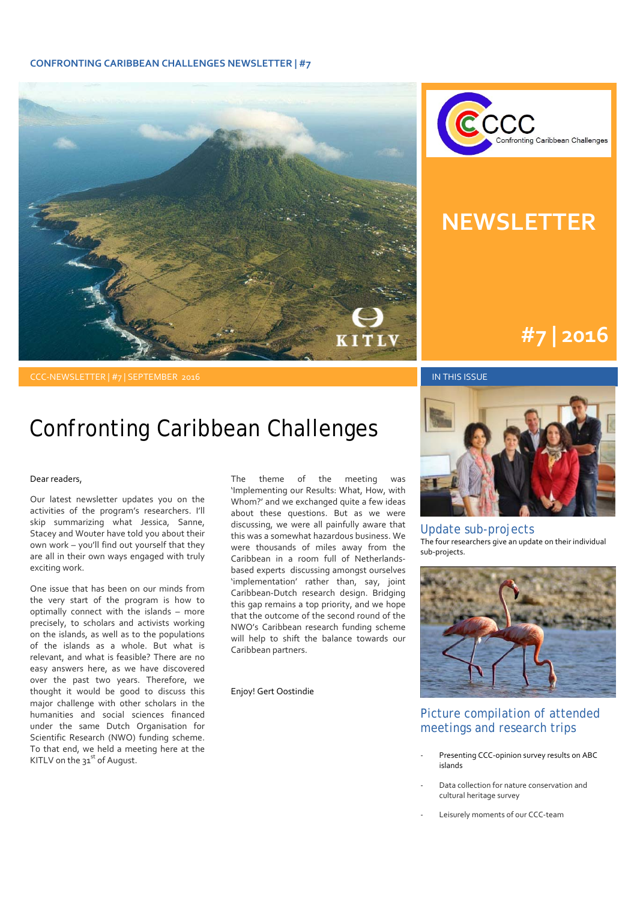CONFRONTING CARIBBEAN CHALLENGES NEWSLETTER | #7

CCC Confronting Caribbean Challenges

# NEWSLETTER

#7 | 2016

CCC-NEWSLETTER | #7 | SEPTEMBER 2016

# Confronting Caribbean Challenges

Dear readers,

Our latest newsletter updates you on the activities of the program's researchers. I'll skip summarizing what Jessica, Sanne, Stacey and Wouter have told you about their own work – you'll find out yourself that they are all in their own ways engaged with truly exciting work.

One issue that has been on our minds from the very start of the program is how to optimally connect with the islands – more precisely, to scholars and activists working on the islands, as well as to the populations of the islands as a whole. But what is relevant, and what is feasible? There are no easy answers here, as we have discovered over the past two years. Therefore, we thought it would be good to discuss this major challenge with other scholars in the humanities and social sciences financed under the same Dutch Organisation for Scientific Research (NWO) funding scheme. To that end, we held a meeting here at the KITLV on the 31st of August.

The theme of the meeting was 'Implementing our Results: What, How, with Whom?' and we exchanged quite a few ideas about these questions. But as we were discussing, we were all painfully aware that this was a somewhat hazardous business. We were thousands of miles away from the Caribbean in a room full of Netherlands-based experts discussing amongst ourselves 'implementation' rather than, say, joint Caribbean-Dutch research design. Bridging this gap remains a top priority, and we hope that the outcome of the second round of the NWO's Caribbean research funding scheme will help to shift the balance towards our Caribbean partners.

Enjoy! Gert Oostindie

## IN THIS ISSUE

### Update sub-projects

The four researchers give an update on their individual sub-projects.

### Picture compilation of attended meetings and research trips

- Presenting CCC-opinion survey results on ABC islands
- Data collection for nature conservation and cultural heritage survey
- Leisurely moments of our CCC-team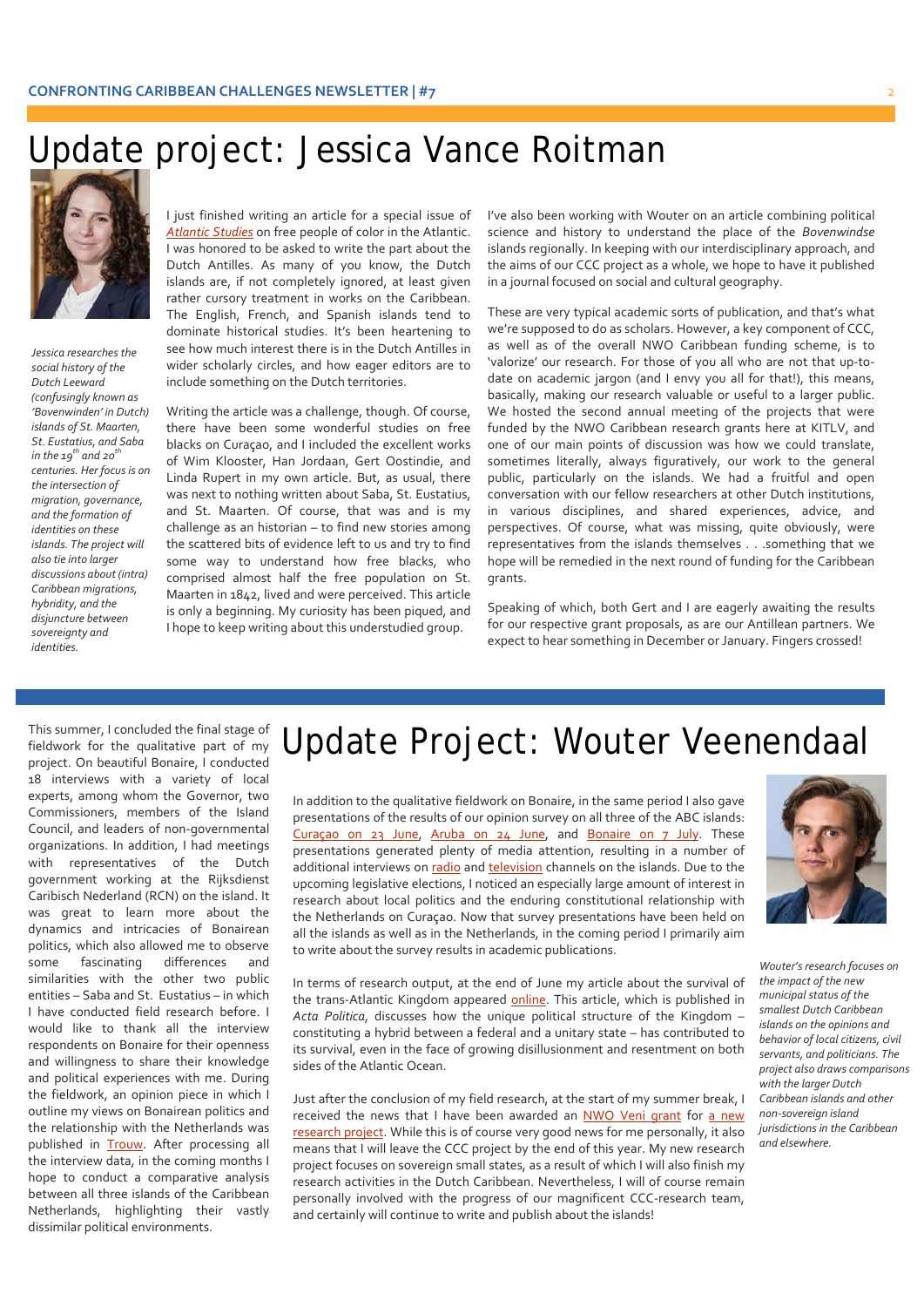# Update project: Jessica Vance Roitman

*Jessica researches the social history of the Dutch Leeward (confusingly known as 'Bovenwinden' in Dutch) islands of St. Maarten, St. Eustatius, and Saba in the 19th and 20th centuries. Her focus is on the intersection of migration, governance, and the formation of identities on these islands. The project will also tie into larger discussions about (intra) Caribbean migrations, hybridity, and the disjuncture between sovereignty and identities.*

I just finished writing an article for a special issue of *Atlantic Studies* on free people of color in the Atlantic. I was honored to be asked to write the part about the Dutch Antilles. As many of you know, the Dutch islands are, if not completely ignored, at least given rather cursory treatment in works on the Caribbean. The English, French, and Spanish islands tend to dominate historical studies. It's been heartening to see how much interest there is in the Dutch Antilles in wider scholarly circles, and how eager editors are to include something on the Dutch territories.

Writing the article was a challenge, though. Of course, there have been some wonderful studies on free blacks on Curaçao, and I included the excellent works of Wim Klooster, Han Jordaan, Gert Oostindie, and Linda Rupert in my own article. But, as usual, there was next to nothing written about Saba, St. Eustatius, and St. Maarten. Of course, that was and is my challenge as an historian – to find new stories among the scattered bits of evidence left to us and try to find some way to understand how free blacks, who comprised almost half the free population on St. Maarten in 1842, lived and were perceived. This article is only a beginning. My curiosity has been piqued, and I hope to keep writing about this understudied group.

I've also been working with Wouter on an article combining political science and history to understand the place of the *Bovenwindse* islands regionally. In keeping with our interdisciplinary approach, and the aims of our CCC project as a whole, we hope to have it published in a journal focused on social and cultural geography.

These are very typical academic sorts of publication, and that's what we're supposed to do as scholars. However, a key component of CCC, as well as of the overall NWO Caribbean funding scheme, is to 'valorize' our research. For those of you all who are not that up-to-date on academic jargon (and I envy you all for that!), this means, basically, making our research valuable or useful to a larger public. We hosted the second annual meeting of the projects that were funded by the NWO Caribbean research grants here at KITLV, and one of our main points of discussion was how we could translate, sometimes literally, always figuratively, our work to the general public, particularly on the islands. We had a fruitful and open conversation with our fellow researchers at other Dutch institutions, in various disciplines, and shared experiences, advice, and perspectives. Of course, what was missing, quite obviously, were representatives from the islands themselves . . .something that we hope will be remedied in the next round of funding for the Caribbean grants.

Speaking of which, both Gert and I are eagerly awaiting the results for our respective grant proposals, as are our Antillean partners. We expect to hear something in December or January. Fingers crossed!

# Update Project: Wouter Veenendaal

*Wouter's research focuses on the impact of the new municipal status of the smallest Dutch Caribbean islands on the opinions and behavior of local citizens, civil servants, and politicians. The project also draws comparisons with the larger Dutch Caribbean islands and other non-sovereign island jurisdictions in the Caribbean and elsewhere.*

This summer, I concluded the final stage of fieldwork for the qualitative part of my project. On beautiful Bonaire, I conducted 18 interviews with a variety of local experts, among whom the Governor, two Commissioners, members of the Island Council, and leaders of non-governmental organizations. In addition, I had meetings with representatives of the Dutch government working at the Rijksdienst Caribisch Nederland (RCN) on the island. It was great to learn more about the dynamics and intricacies of Bonairean politics, which also allowed me to observe some fascinating differences and similarities with the other two public entities – Saba and St. Eustatius – in which I have conducted field research before. I would like to thank all the interview respondents on Bonaire for their openness and willingness to share their knowledge and political experiences with me. During the fieldwork, an opinion piece in which I outline my views on Bonairean politics and the relationship with the Netherlands was published in Trouw. After processing all the interview data, in the coming months I hope to conduct a comparative analysis between all three islands of the Caribbean Netherlands, highlighting their vastly dissimilar political environments.

In addition to the qualitative fieldwork on Bonaire, in the same period I also gave presentations of the results of our opinion survey on all three of the ABC islands: Curaçao on 23 June, Aruba on 24 June, and Bonaire on 7 July. These presentations generated plenty of media attention, resulting in a number of additional interviews on radio and television channels on the islands. Due to the upcoming legislative elections, I noticed an especially large amount of interest in research about local politics and the enduring constitutional relationship with the Netherlands on Curaçao. Now that survey presentations have been held on all the islands as well as in the Netherlands, in the coming period I primarily aim to write about the survey results in academic publications.

In terms of research output, at the end of June my article about the survival of the trans-Atlantic Kingdom appeared online. This article, which is published in *Acta Politica*, discusses how the unique political structure of the Kingdom – constituting a hybrid between a federal and a unitary state – has contributed to its survival, even in the face of growing disillusionment and resentment on both sides of the Atlantic Ocean.

Just after the conclusion of my field research, at the start of my summer break, I received the news that I have been awarded an NWO Veni grant for a new research project. While this is of course very good news for me personally, it also means that I will leave the CCC project by the end of this year. My new research project focuses on sovereign small states, as a result of which I will also finish my research activities in the Dutch Caribbean. Nevertheless, I will of course remain personally involved with the progress of our magnificent CCC-research team, and certainly will continue to write and publish about the islands!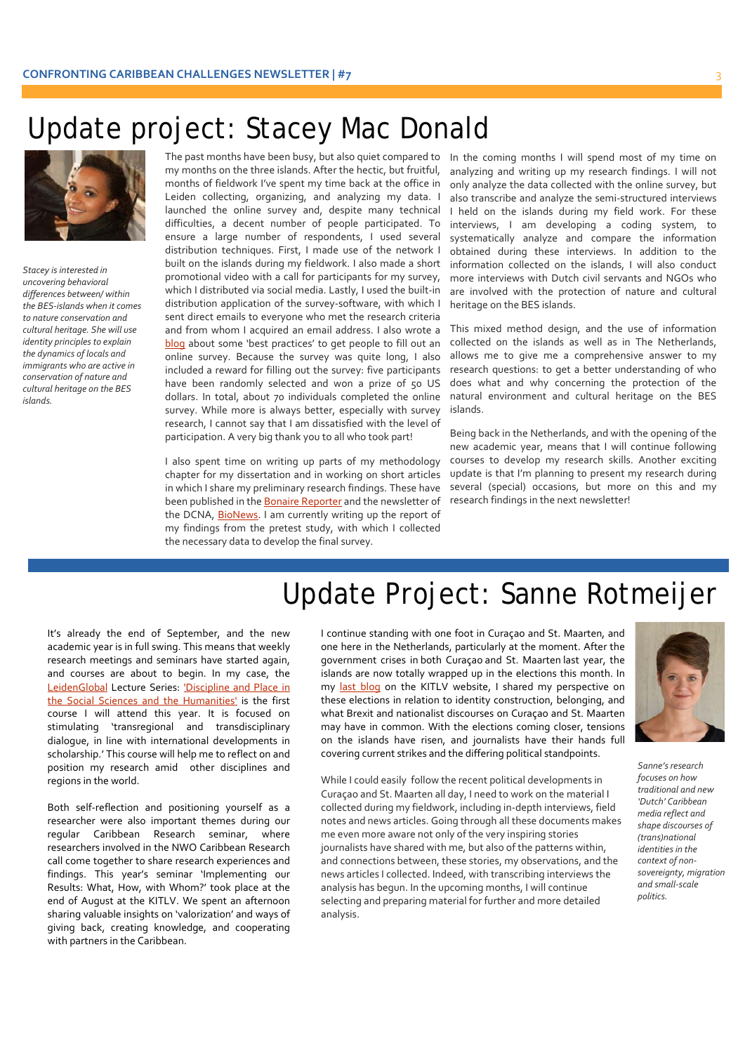# Update project: Stacey Mac Donald

*Stacey is interested in uncovering behavioral differences between/ within the BES-islands when it comes to nature conservation and cultural heritage. She will use identity principles to explain the dynamics of locals and immigrants who are active in conservation of nature and cultural heritage on the BES islands.*

The past months have been busy, but also quiet compared to my months on the three islands. After the hectic, but fruitful, months of fieldwork I've spent my time back at the office in Leiden collecting, organizing, and analyzing my data. I launched the online survey and, despite many technical difficulties, a decent number of people participated. To ensure a large number of respondents, I used several distribution techniques. First, I made use of the network I built on the islands during my fieldwork. I also made a short promotional video with a call for participants for my survey, which I distributed via social media. Lastly, I used the built-in distribution application of the survey-software, with which I sent direct emails to everyone who met the research criteria and from whom I acquired an email address. I also wrote a blog about some 'best practices' to get people to fill out an online survey. Because the survey was quite long, I also included a reward for filling out the survey: five participants have been randomly selected and won a prize of 50 US dollars. In total, about 70 individuals completed the online survey. While more is always better, especially with survey research, I cannot say that I am dissatisfied with the level of participation. A very big thank you to all who took part!

I also spent time on writing up parts of my methodology chapter for my dissertation and in working on short articles in which I share my preliminary research findings. These have been published in the Bonaire Reporter and the newsletter of the DCNA, BioNews. I am currently writing up the report of my findings from the pretest study, with which I collected the necessary data to develop the final survey.

In the coming months I will spend most of my time on analyzing and writing up my research findings. I will not only analyze the data collected with the online survey, but also transcribe and analyze the semi-structured interviews I held on the islands during my field work. For these interviews, I am developing a coding system, to systematically analyze and compare the information obtained during these interviews. In addition to the information collected on the islands, I will also conduct more interviews with Dutch civil servants and NGOs who are involved with the protection of nature and cultural heritage on the BES islands.

This mixed method design, and the use of information collected on the islands as well as in The Netherlands, allows me to give me a comprehensive answer to my research questions: to get a better understanding of who does what and why concerning the protection of the natural environment and cultural heritage on the BES islands.

Being back in the Netherlands, and with the opening of the new academic year, means that I will continue following courses to develop my research skills. Another exciting update is that I'm planning to present my research during several (special) occasions, but more on this and my research findings in the next newsletter!

# Update Project: Sanne Rotmeijer

*Sanne's research focuses on how traditional and new 'Dutch' Caribbean media reflect and shape discourses of (trans)national identities in the context of non-sovereignty, migration and small-scale politics.*

It's already the end of September, and the new academic year is in full swing. This means that weekly research meetings and seminars have started again, and courses are about to begin. In my case, the LeidenGlobal Lecture Series: 'Discipline and Place in the Social Sciences and the Humanities' is the first course I will attend this year. It is focused on stimulating 'transregional and transdisciplinary dialogue, in line with international developments in scholarship.' This course will help me to reflect on and position my research amid other disciplines and regions in the world.

Both self-reflection and positioning yourself as a researcher were also important themes during our regular Caribbean Research seminar, where researchers involved in the NWO Caribbean Research call come together to share research experiences and findings. This year's seminar 'Implementing our Results: What, How, with Whom?' took place at the end of August at the KITLV. We spent an afternoon sharing valuable insights on 'valorization' and ways of giving back, creating knowledge, and cooperating with partners in the Caribbean.

I continue standing with one foot in Curaçao and St. Maarten, and one here in the Netherlands, particularly at the moment. After the government crises in both Curaçao and St. Maarten last year, the islands are now totally wrapped up in the elections this month. In my last blog on the KITLV website, I shared my perspective on these elections in relation to identity construction, belonging, and what Brexit and nationalist discourses on Curaçao and St. Maarten may have in common. With the elections coming closer, tensions on the islands have risen, and journalists have their hands full covering current strikes and the differing political standpoints.

While I could easily follow the recent political developments in Curaçao and St. Maarten all day, I need to work on the material I collected during my fieldwork, including in-depth interviews, field notes and news articles. Going through all these documents makes me even more aware not only of the very inspiring stories journalists have shared with me, but also of the patterns within, and connections between, these stories, my observations, and the news articles I collected. Indeed, with transcribing interviews the analysis has begun. In the upcoming months, I will continue selecting and preparing material for further and more detailed analysis.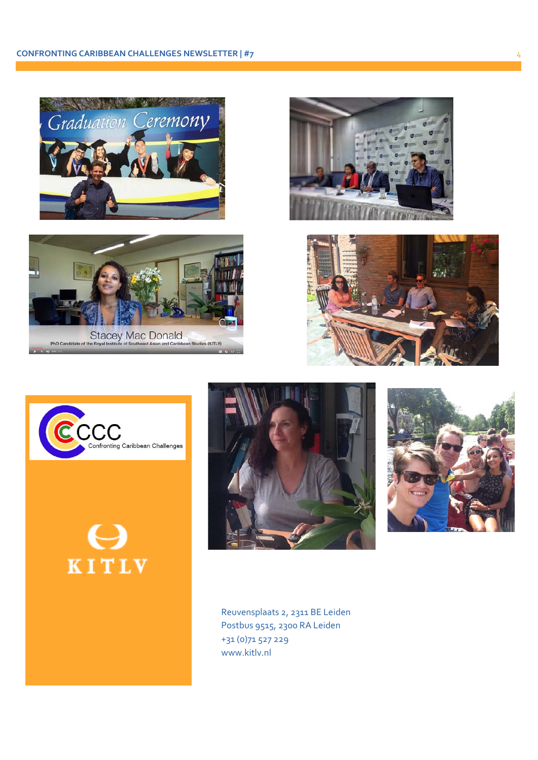Reuvensplaats 2, 2311 BE Leiden
Postbus 9515, 2300 RA Leiden
+31 (0)71 527 229
www.kitlv.nl